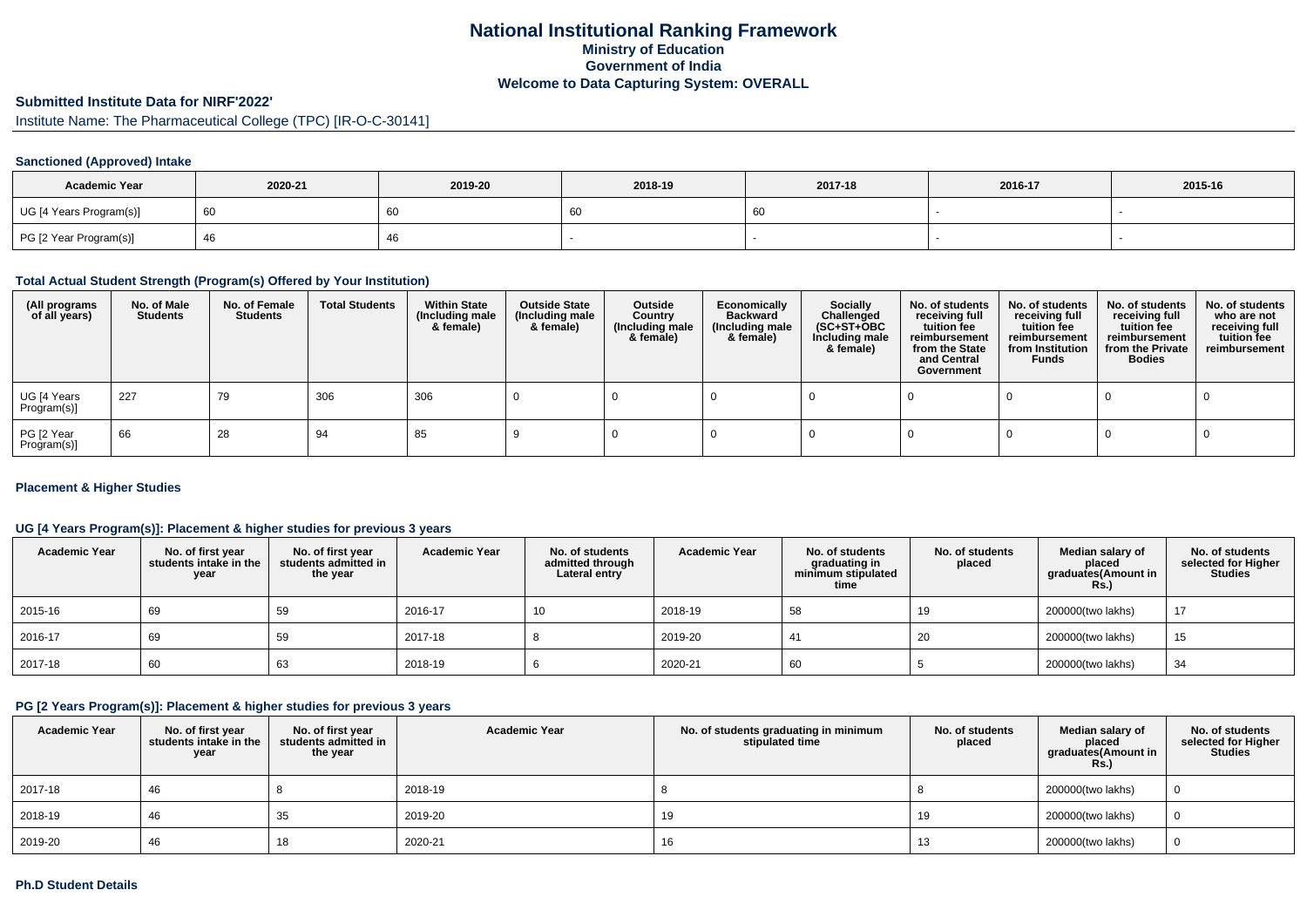# National Institutional Ranking Framework
## Ministry of Education
## Government of India
## Welcome to Data Capturing System: OVERALL

## Submitted Institute Data for NIRF'2022'

Institute Name: The Pharmaceutical College (TPC) [IR-O-C-30141]

### Sanctioned (Approved) Intake

| Academic Year | 2020-21 | 2019-20 | 2018-19 | 2017-18 | 2016-17 | 2015-16 |
|---|---|---|---|---|---|---|
| UG [4 Years Program(s)] | 60 | 60 | 60 | 60 | - | - |
| PG [2 Year Program(s)] | 46 | 46 | - | - | - | - |

### Total Actual Student Strength (Program(s) Offered by Your Institution)

| (All programs of all years) | No. of Male Students | No. of Female Students | Total Students | Within State (Including male & female) | Outside State (Including male & female) | Outside Country (Including male & female) | Economically Backward (Including male & female) | Socially Challenged (SC+ST+OBC Including male & female) | No. of students receiving full tuition fee reimbursement from the State and Central Government | No. of students receiving full tuition fee reimbursement from Institution Funds | No. of students receiving full tuition fee reimbursement from the Private Bodies | No. of students who are not receiving full tuition fee reimbursement |
|---|---|---|---|---|---|---|---|---|---|---|---|---|
| UG [4 Years Program(s)] | 227 | 79 | 306 | 306 | 0 | 0 | 0 | 0 | 0 | 0 | 0 | 0 |
| PG [2 Year Program(s)] | 66 | 28 | 94 | 85 | 9 | 0 | 0 | 0 | 0 | 0 | 0 | 0 |

### Placement & Higher Studies

### UG [4 Years Program(s)]: Placement & higher studies for previous 3 years

| Academic Year | No. of first year students intake in the year | No. of first year students admitted in the year | Academic Year | No. of students admitted through Lateral entry | Academic Year | No. of students graduating in minimum stipulated time | No. of students placed | Median salary of placed graduates(Amount in Rs.) | No. of students selected for Higher Studies |
|---|---|---|---|---|---|---|---|---|---|
| 2015-16 | 69 | 59 | 2016-17 | 10 | 2018-19 | 58 | 19 | 200000(two lakhs) | 17 |
| 2016-17 | 69 | 59 | 2017-18 | 8 | 2019-20 | 41 | 20 | 200000(two lakhs) | 15 |
| 2017-18 | 60 | 63 | 2018-19 | 6 | 2020-21 | 60 | 5 | 200000(two lakhs) | 34 |

### PG [2 Years Program(s)]: Placement & higher studies for previous 3 years

| Academic Year | No. of first year students intake in the year | No. of first year students admitted in the year | Academic Year | No. of students graduating in minimum stipulated time | No. of students placed | Median salary of placed graduates(Amount in Rs.) | No. of students selected for Higher Studies |
|---|---|---|---|---|---|---|---|
| 2017-18 | 46 | 8 | 2018-19 | 8 | 8 | 200000(two lakhs) | 0 |
| 2018-19 | 46 | 35 | 2019-20 | 19 | 19 | 200000(two lakhs) | 0 |
| 2019-20 | 46 | 18 | 2020-21 | 16 | 13 | 200000(two lakhs) | 0 |

### Ph.D Student Details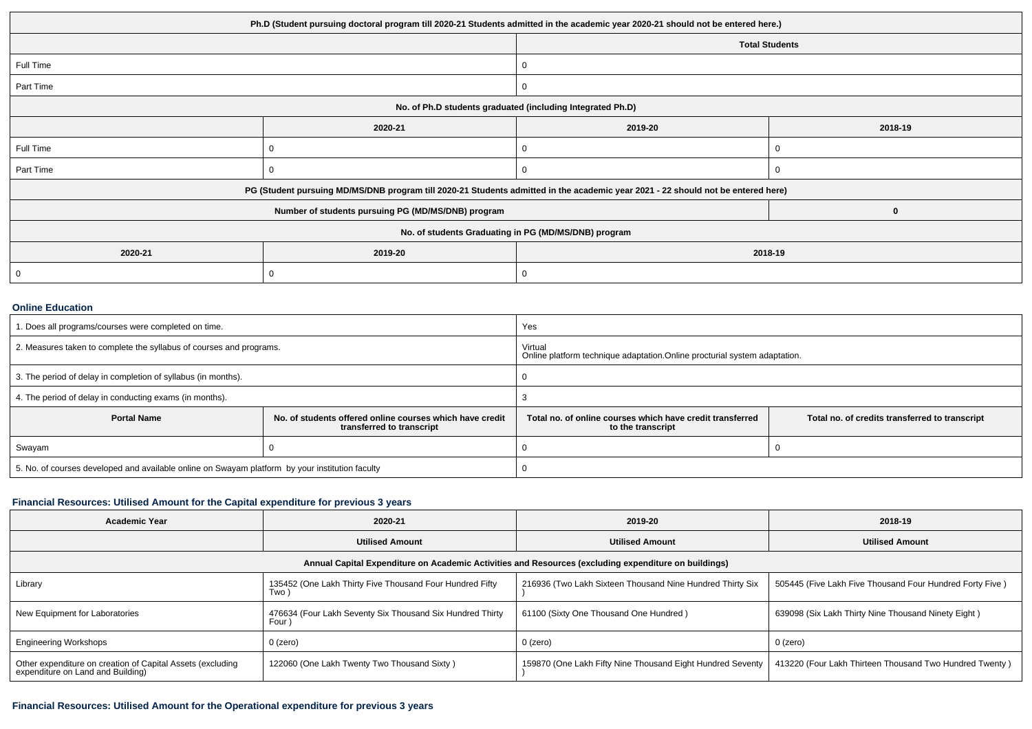| Ph.D (Student pursuing doctoral program till 2020-21 Students admitted in the academic year 2020-21 should not be entered here.) | | | |
|---|---|---|---|
| | | Total Students | |
| Full Time | | 0 | |
| Part Time | | 0 | |
| No. of Ph.D students graduated (including Integrated Ph.D) | | | |
| | 2020-21 | 2019-20 | 2018-19 |
| Full Time | 0 | 0 | 0 |
| Part Time | 0 | 0 | 0 |
| PG (Student pursuing MD/MS/DNB program till 2020-21 Students admitted in the academic year 2021 - 22 should not be entered here) | | | |
| Number of students pursuing PG (MD/MS/DNB) program | | | 0 |
| No. of students Graduating in PG (MD/MS/DNB) program | | | |
| 2020-21 | 2019-20 | 2018-19 | |
| 0 | 0 | 0 | |

### Online Education

| 1. Does all programs/courses were completed on time. | | Yes | |
|---|---|---|---|
| 2. Measures taken to complete the syllabus of courses and programs. | | Virtual<br>Online platform technique adaptation.Online procturial system adaptation. | |
| 3. The period of delay in completion of syllabus (in months). | | 0 | |
| 4. The period of delay in conducting exams (in months). | | 3 | |
| **Portal Name** | **No. of students offered online courses which have credit transferred to transcript** | **Total no. of online courses which have credit transferred to the transcript** | **Total no. of credits transferred to transcript** |
| Swayam | 0 | 0 | 0 |
| 5. No. of courses developed and available online on Swayam platform by your institution faculty | | 0 | |

### Financial Resources: Utilised Amount for the Capital expenditure for previous 3 years

| Academic Year | 2020-21 | 2019-20 | 2018-19 |
|---|---|---|---|
| | Utilised Amount | Utilised Amount | Utilised Amount |
| Annual Capital Expenditure on Academic Activities and Resources (excluding expenditure on buildings) | | | |
| Library | 135452 (One Lakh Thirty Five Thousand Four Hundred Fifty Two ) | 216936 (Two Lakh Sixteen Thousand Nine Hundred Thirty Six ) | 505445 (Five Lakh Five Thousand Four Hundred Forty Five ) |
| New Equipment for Laboratories | 476634 (Four Lakh Seventy Six Thousand Six Hundred Thirty Four ) | 61100 (Sixty One Thousand One Hundred ) | 639098 (Six Lakh Thirty Nine Thousand Ninety Eight ) |
| Engineering Workshops | 0 (zero) | 0 (zero) | 0 (zero) |
| Other expenditure on creation of Capital Assets (excluding expenditure on Land and Building) | 122060 (One Lakh Twenty Two Thousand Sixty ) | 159870 (One Lakh Fifty Nine Thousand Eight Hundred Seventy ) | 413220 (Four Lakh Thirteen Thousand Two Hundred Twenty ) |

### Financial Resources: Utilised Amount for the Operational expenditure for previous 3 years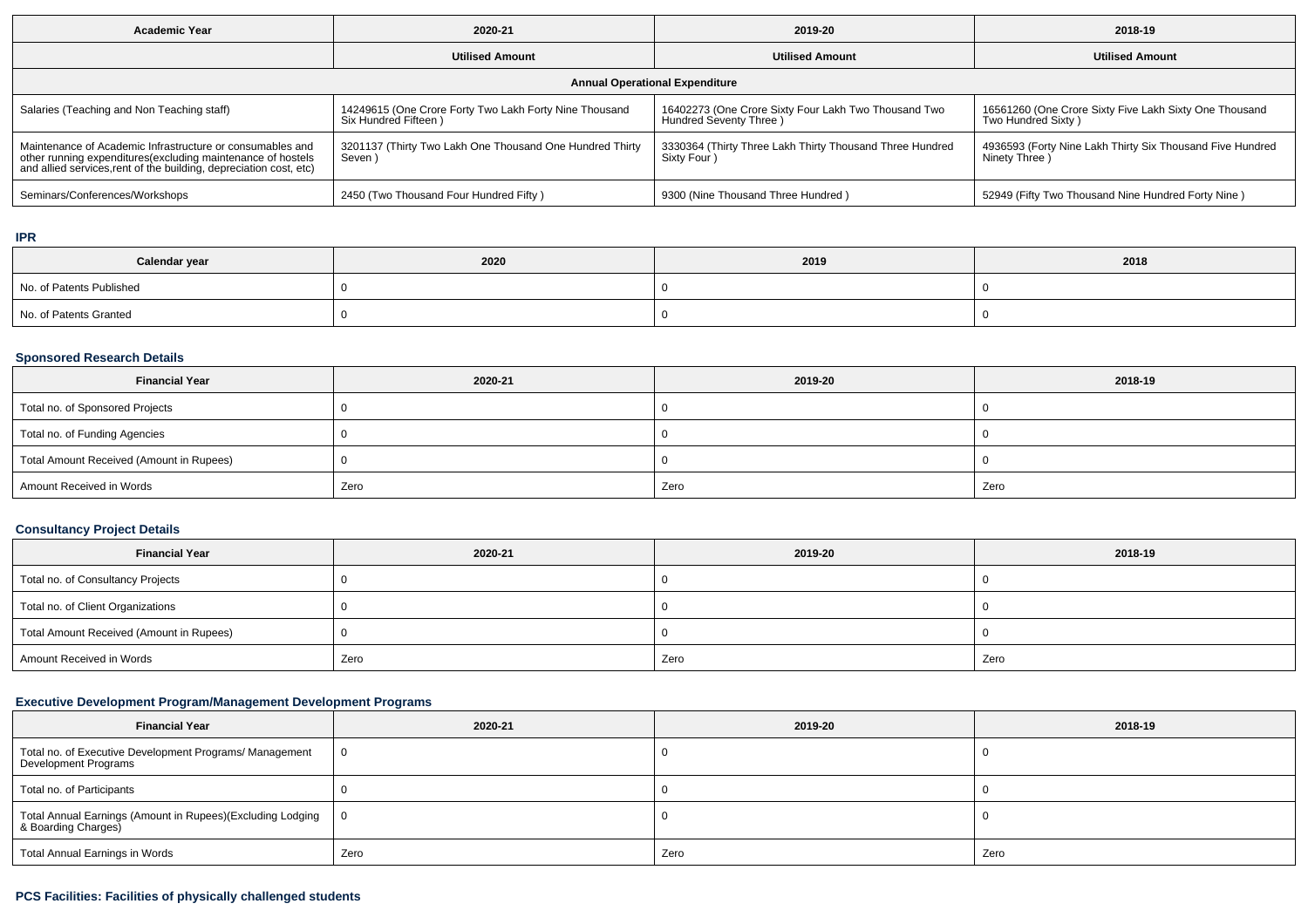| Academic Year | 2020-21 | 2019-20 | 2018-19 |
|---|---|---|---|
| | Utilised Amount | Utilised Amount | Utilised Amount |
| Annual Operational Expenditure | | | |
| Salaries (Teaching and Non Teaching staff) | 14249615 (One Crore Forty Two Lakh Forty Nine Thousand Six Hundred Fifteen ) | 16402273 (One Crore Sixty Four Lakh Two Thousand Two Hundred Seventy Three ) | 16561260 (One Crore Sixty Five Lakh Sixty One Thousand Two Hundred Sixty ) |
| Maintenance of Academic Infrastructure or consumables and other running expenditures(excluding maintenance of hostels and allied services,rent of the building, depreciation cost, etc) | 3201137 (Thirty Two Lakh One Thousand One Hundred Thirty Seven ) | 3330364 (Thirty Three Lakh Thirty Thousand Three Hundred Sixty Four ) | 4936593 (Forty Nine Lakh Thirty Six Thousand Five Hundred Ninety Three ) |
| Seminars/Conferences/Workshops | 2450 (Two Thousand Four Hundred Fifty ) | 9300 (Nine Thousand Three Hundred ) | 52949 (Fifty Two Thousand Nine Hundred Forty Nine ) |

## IPR

| Calendar year | 2020 | 2019 | 2018 |
|---|---|---|---|
| No. of Patents Published | 0 | 0 | 0 |
| No. of Patents Granted | 0 | 0 | 0 |

## Sponsored Research Details

| Financial Year | 2020-21 | 2019-20 | 2018-19 |
|---|---|---|---|
| Total no. of Sponsored Projects | 0 | 0 | 0 |
| Total no. of Funding Agencies | 0 | 0 | 0 |
| Total Amount Received (Amount in Rupees) | 0 | 0 | 0 |
| Amount Received in Words | Zero | Zero | Zero |

## Consultancy Project Details

| Financial Year | 2020-21 | 2019-20 | 2018-19 |
|---|---|---|---|
| Total no. of Consultancy Projects | 0 | 0 | 0 |
| Total no. of Client Organizations | 0 | 0 | 0 |
| Total Amount Received (Amount in Rupees) | 0 | 0 | 0 |
| Amount Received in Words | Zero | Zero | Zero |

## Executive Development Program/Management Development Programs

| Financial Year | 2020-21 | 2019-20 | 2018-19 |
|---|---|---|---|
| Total no. of Executive Development Programs/ Management Development Programs | 0 | 0 | 0 |
| Total no. of Participants | 0 | 0 | 0 |
| Total Annual Earnings (Amount in Rupees)(Excluding Lodging & Boarding Charges) | 0 | 0 | 0 |
| Total Annual Earnings in Words | Zero | Zero | Zero |

## PCS Facilities: Facilities of physically challenged students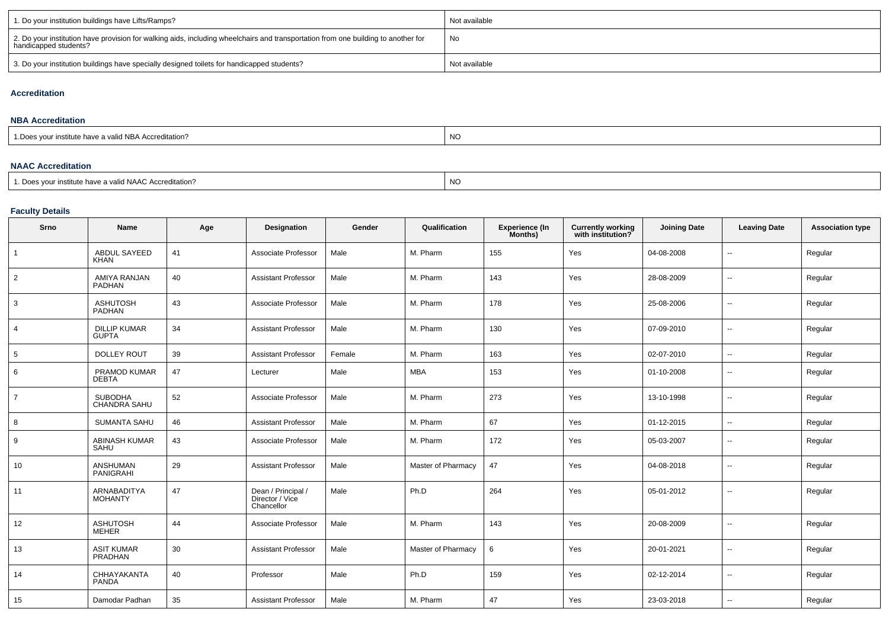| 1. Do your institution buildings have Lifts/Ramps? | Not available |
|---|---|
| 2. Do your institution have provision for walking aids, including wheelchairs and transportation from one building to another for handicapped students? | No |
| 3. Do your institution buildings have specially designed toilets for handicapped students? | Not available |

### Accreditation

#### NBA Accreditation

| 1.Does your institute have a valid NBA Accreditation? | NO |
|---|---|

#### NAAC Accreditation

| 1. Does your institute have a valid NAAC Accreditation? | NO |
|---|---|

### Faculty Details

| Srno | Name | Age | Designation | Gender | Qualification | Experience (In Months) | Currently working with institution? | Joining Date | Leaving Date | Association type |
|---|---|---|---|---|---|---|---|---|---|---|
| 1 | ABDUL SAYEED KHAN | 41 | Associate Professor | Male | M. Pharm | 155 | Yes | 04-08-2008 | -- | Regular |
| 2 | AMIYA RANJAN PADHAN | 40 | Assistant Professor | Male | M. Pharm | 143 | Yes | 28-08-2009 | -- | Regular |
| 3 | ASHUTOSH PADHAN | 43 | Associate Professor | Male | M. Pharm | 178 | Yes | 25-08-2006 | -- | Regular |
| 4 | DILLIP KUMAR GUPTA | 34 | Assistant Professor | Male | M. Pharm | 130 | Yes | 07-09-2010 | -- | Regular |
| 5 | DOLLEY ROUT | 39 | Assistant Professor | Female | M. Pharm | 163 | Yes | 02-07-2010 | -- | Regular |
| 6 | PRAMOD KUMAR DEBTA | 47 | Lecturer | Male | MBA | 153 | Yes | 01-10-2008 | -- | Regular |
| 7 | SUBODHA CHANDRA SAHU | 52 | Associate Professor | Male | M. Pharm | 273 | Yes | 13-10-1998 | -- | Regular |
| 8 | SUMANTA SAHU | 46 | Assistant Professor | Male | M. Pharm | 67 | Yes | 01-12-2015 | -- | Regular |
| 9 | ABINASH KUMAR SAHU | 43 | Associate Professor | Male | M. Pharm | 172 | Yes | 05-03-2007 | -- | Regular |
| 10 | ANSHUMAN PANIGRAHI | 29 | Assistant Professor | Male | Master of Pharmacy | 47 | Yes | 04-08-2018 | -- | Regular |
| 11 | ARNABADITYA MOHANTY | 47 | Dean / Principal / Director / Vice Chancellor | Male | Ph.D | 264 | Yes | 05-01-2012 | -- | Regular |
| 12 | ASHUTOSH MEHER | 44 | Associate Professor | Male | M. Pharm | 143 | Yes | 20-08-2009 | -- | Regular |
| 13 | ASIT KUMAR PRADHAN | 30 | Assistant Professor | Male | Master of Pharmacy | 6 | Yes | 20-01-2021 | -- | Regular |
| 14 | CHHAYAKANTA PANDA | 40 | Professor | Male | Ph.D | 159 | Yes | 02-12-2014 | -- | Regular |
| 15 | Damodar Padhan | 35 | Assistant Professor | Male | M. Pharm | 47 | Yes | 23-03-2018 | -- | Regular |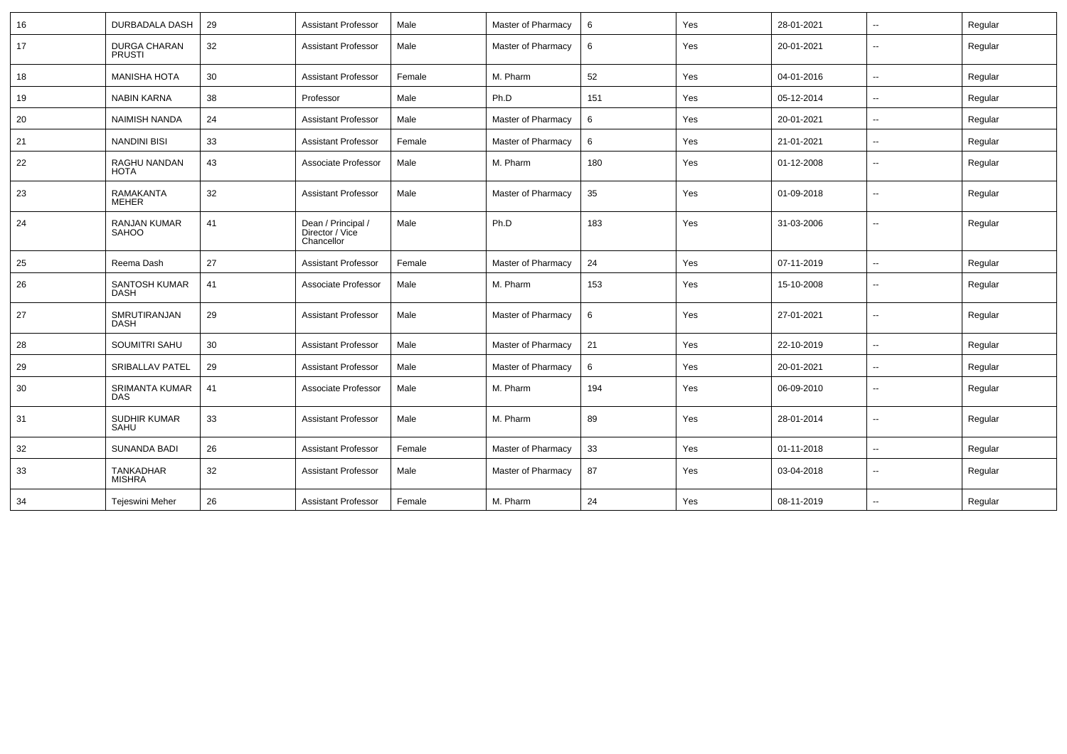| | | | | | | | | | | |
|---|---|---|---|---|---|---|---|---|---|---|
| 16 | DURBADALA DASH | 29 | Assistant Professor | Male | Master of Pharmacy | 6 | Yes | 28-01-2021 | -- | Regular |
| 17 | DURGA CHARAN PRUSTI | 32 | Assistant Professor | Male | Master of Pharmacy | 6 | Yes | 20-01-2021 | -- | Regular |
| 18 | MANISHA HOTA | 30 | Assistant Professor | Female | M. Pharm | 52 | Yes | 04-01-2016 | -- | Regular |
| 19 | NABIN KARNA | 38 | Professor | Male | Ph.D | 151 | Yes | 05-12-2014 | -- | Regular |
| 20 | NAIMISH NANDA | 24 | Assistant Professor | Male | Master of Pharmacy | 6 | Yes | 20-01-2021 | -- | Regular |
| 21 | NANDINI BISI | 33 | Assistant Professor | Female | Master of Pharmacy | 6 | Yes | 21-01-2021 | -- | Regular |
| 22 | RAGHU NANDAN HOTA | 43 | Associate Professor | Male | M. Pharm | 180 | Yes | 01-12-2008 | -- | Regular |
| 23 | RAMAKANTA MEHER | 32 | Assistant Professor | Male | Master of Pharmacy | 35 | Yes | 01-09-2018 | -- | Regular |
| 24 | RANJAN KUMAR SAHOO | 41 | Dean / Principal / Director / Vice Chancellor | Male | Ph.D | 183 | Yes | 31-03-2006 | -- | Regular |
| 25 | Reema Dash | 27 | Assistant Professor | Female | Master of Pharmacy | 24 | Yes | 07-11-2019 | -- | Regular |
| 26 | SANTOSH KUMAR DASH | 41 | Associate Professor | Male | M. Pharm | 153 | Yes | 15-10-2008 | -- | Regular |
| 27 | SMRUTIRANJAN DASH | 29 | Assistant Professor | Male | Master of Pharmacy | 6 | Yes | 27-01-2021 | -- | Regular |
| 28 | SOUMITRI SAHU | 30 | Assistant Professor | Male | Master of Pharmacy | 21 | Yes | 22-10-2019 | -- | Regular |
| 29 | SRIBALLAV PATEL | 29 | Assistant Professor | Male | Master of Pharmacy | 6 | Yes | 20-01-2021 | -- | Regular |
| 30 | SRIMANTA KUMAR DAS | 41 | Associate Professor | Male | M. Pharm | 194 | Yes | 06-09-2010 | -- | Regular |
| 31 | SUDHIR KUMAR SAHU | 33 | Assistant Professor | Male | M. Pharm | 89 | Yes | 28-01-2014 | -- | Regular |
| 32 | SUNANDA BADI | 26 | Assistant Professor | Female | Master of Pharmacy | 33 | Yes | 01-11-2018 | -- | Regular |
| 33 | TANKADHAR MISHRA | 32 | Assistant Professor | Male | Master of Pharmacy | 87 | Yes | 03-04-2018 | -- | Regular |
| 34 | Tejeswini Meher | 26 | Assistant Professor | Female | M. Pharm | 24 | Yes | 08-11-2019 | -- | Regular |